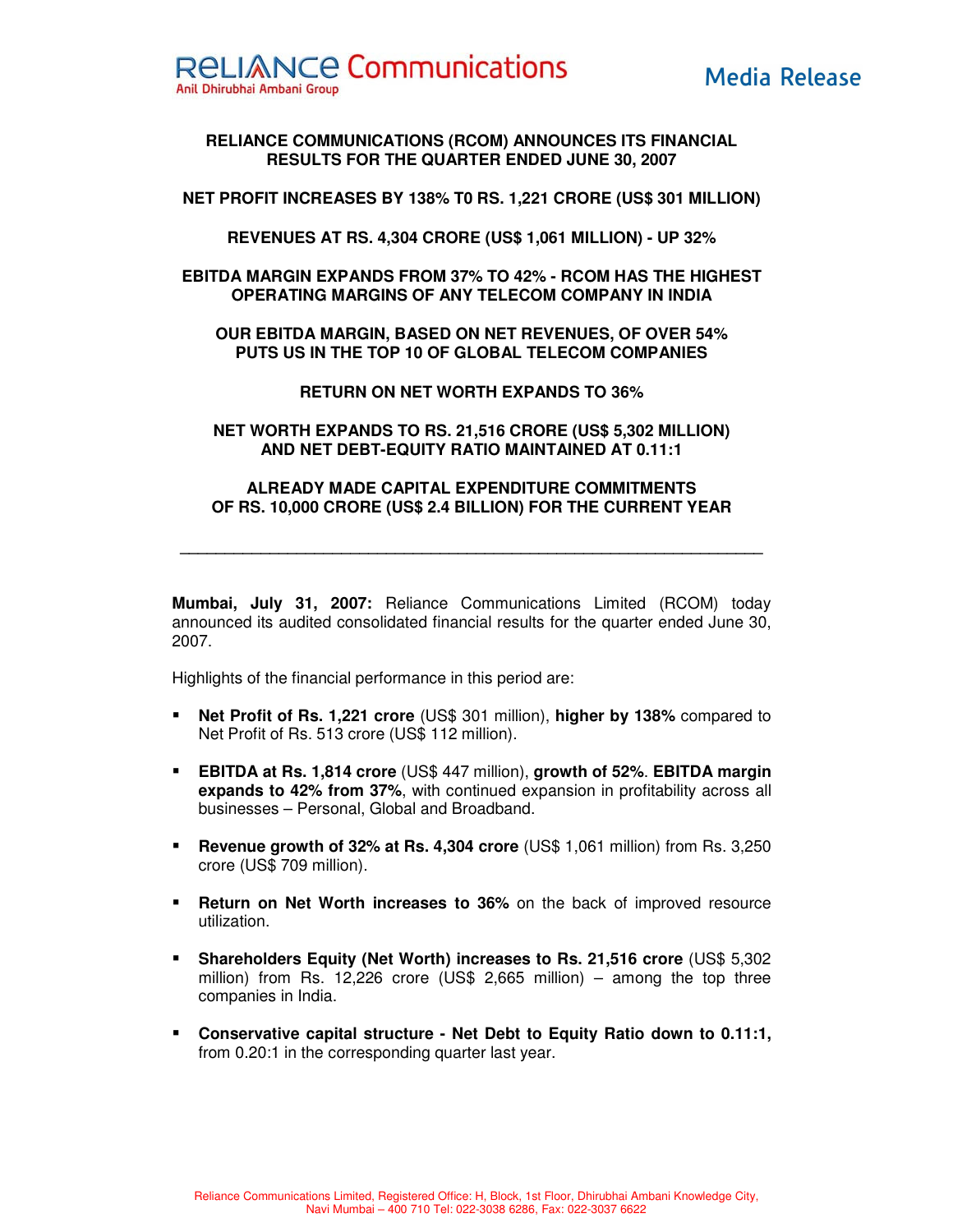Reliance Communications
Anil Dhirubhai Ambani Group

Media Release

**RELIANCE COMMUNICATIONS (RCOM) ANNOUNCES ITS FINANCIAL RESULTS FOR THE QUARTER ENDED JUNE 30, 2007**

**NET PROFIT INCREASES BY 138% T0 RS. 1,221 CRORE (US$ 301 MILLION)**

**REVENUES AT RS. 4,304 CRORE (US$ 1,061 MILLION) - UP 32%**

**EBITDA MARGIN EXPANDS FROM 37% TO 42% - RCOM HAS THE HIGHEST OPERATING MARGINS OF ANY TELECOM COMPANY IN INDIA**

**OUR EBITDA MARGIN, BASED ON NET REVENUES, OF OVER 54% PUTS US IN THE TOP 10 OF GLOBAL TELECOM COMPANIES**

**RETURN ON NET WORTH EXPANDS TO 36%**

**NET WORTH EXPANDS TO RS. 21,516 CRORE (US$ 5,302 MILLION) AND NET DEBT-EQUITY RATIO MAINTAINED AT 0.11:1**

**ALREADY MADE CAPITAL EXPENDITURE COMMITMENTS OF RS. 10,000 CRORE (US$ 2.4 BILLION) FOR THE CURRENT YEAR**

---

**Mumbai, July 31, 2007:** Reliance Communications Limited (RCOM) today announced its audited consolidated financial results for the quarter ended June 30, 2007.

Highlights of the financial performance in this period are:

- **Net Profit of Rs. 1,221 crore** (US$ 301 million), **higher by 138%** compared to Net Profit of Rs. 513 crore (US$ 112 million).
- **EBITDA at Rs. 1,814 crore** (US$ 447 million), **growth of 52%**. **EBITDA margin expands to 42% from 37%**, with continued expansion in profitability across all businesses – Personal, Global and Broadband.
- **Revenue growth of 32% at Rs. 4,304 crore** (US$ 1,061 million) from Rs. 3,250 crore (US$ 709 million).
- **Return on Net Worth increases to 36%** on the back of improved resource utilization.
- **Shareholders Equity (Net Worth) increases to Rs. 21,516 crore** (US$ 5,302 million) from Rs. 12,226 crore (US$ 2,665 million) – among the top three companies in India.
- **Conservative capital structure - Net Debt to Equity Ratio down to 0.11:1,** from 0.20:1 in the corresponding quarter last year.

Reliance Communications Limited, Registered Office: H, Block, 1st Floor, Dhirubhai Ambani Knowledge City, Navi Mumbai – 400 710 Tel: 022-3038 6286, Fax: 022-3037 6622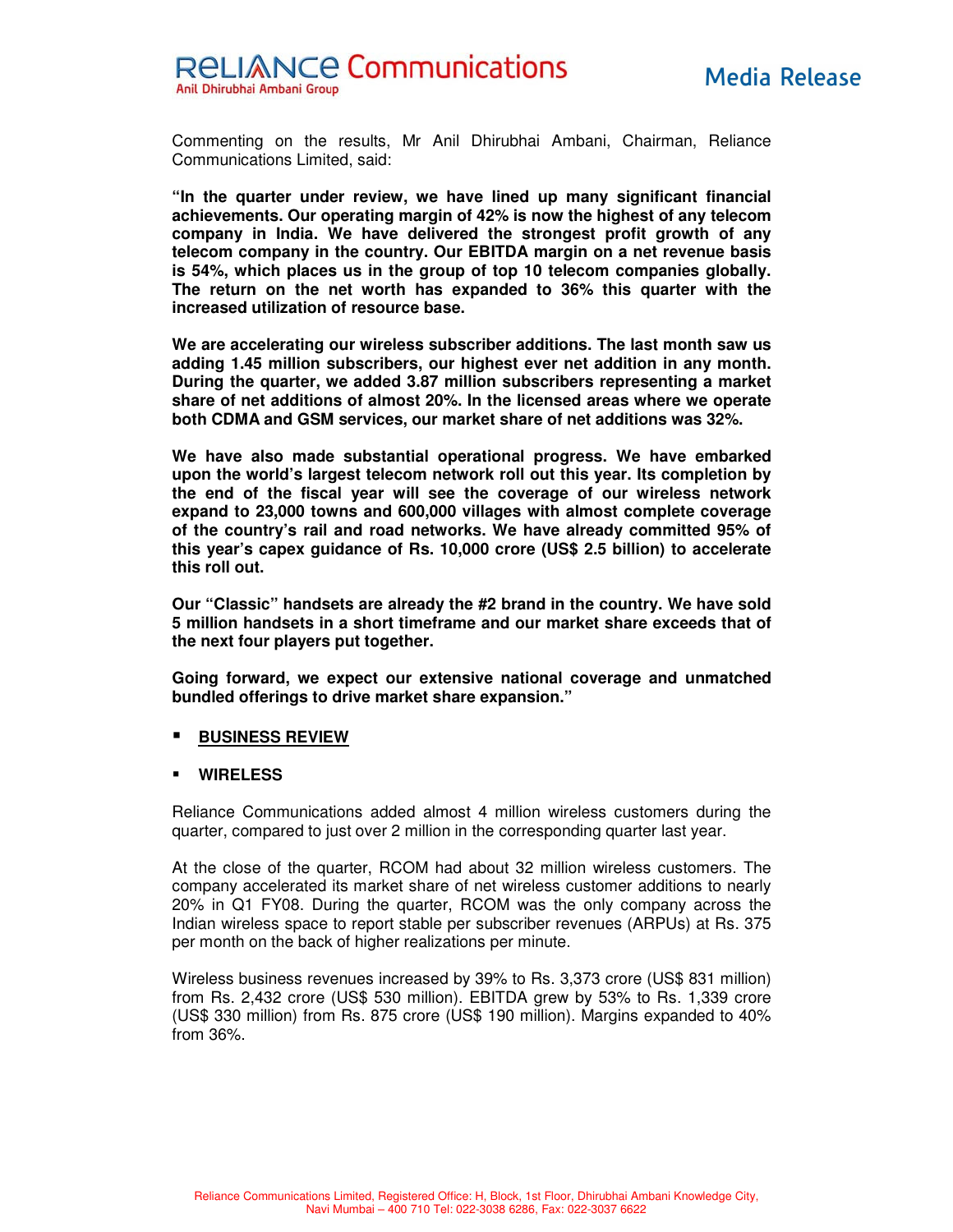Commenting on the results, Mr Anil Dhirubhai Ambani, Chairman, Reliance Communications Limited, said:

**"In the quarter under review, we have lined up many significant financial achievements. Our operating margin of 42% is now the highest of any telecom company in India. We have delivered the strongest profit growth of any telecom company in the country. Our EBITDA margin on a net revenue basis is 54%, which places us in the group of top 10 telecom companies globally. The return on the net worth has expanded to 36% this quarter with the increased utilization of resource base.**

**We are accelerating our wireless subscriber additions. The last month saw us adding 1.45 million subscribers, our highest ever net addition in any month. During the quarter, we added 3.87 million subscribers representing a market share of net additions of almost 20%. In the licensed areas where we operate both CDMA and GSM services, our market share of net additions was 32%.**

**We have also made substantial operational progress. We have embarked upon the world's largest telecom network roll out this year. Its completion by the end of the fiscal year will see the coverage of our wireless network expand to 23,000 towns and 600,000 villages with almost complete coverage of the country's rail and road networks. We have already committed 95% of this year's capex guidance of Rs. 10,000 crore (US$ 2.5 billion) to accelerate this roll out.**

**Our "Classic" handsets are already the #2 brand in the country. We have sold 5 million handsets in a short timeframe and our market share exceeds that of the next four players put together.**

**Going forward, we expect our extensive national coverage and unmatched bundled offerings to drive market share expansion."**

- **BUSINESS REVIEW**

- **WIRELESS**

Reliance Communications added almost 4 million wireless customers during the quarter, compared to just over 2 million in the corresponding quarter last year.

At the close of the quarter, RCOM had about 32 million wireless customers. The company accelerated its market share of net wireless customer additions to nearly 20% in Q1 FY08. During the quarter, RCOM was the only company across the Indian wireless space to report stable per subscriber revenues (ARPUs) at Rs. 375 per month on the back of higher realizations per minute.

Wireless business revenues increased by 39% to Rs. 3,373 crore (US$ 831 million) from Rs. 2,432 crore (US$ 530 million). EBITDA grew by 53% to Rs. 1,339 crore (US$ 330 million) from Rs. 875 crore (US$ 190 million). Margins expanded to 40% from 36%.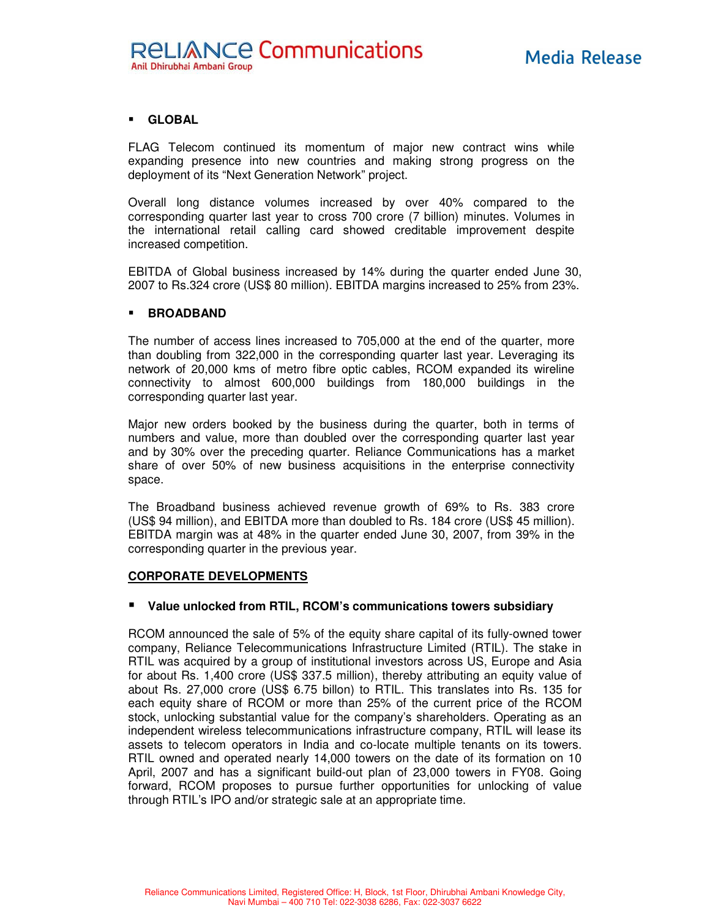- **GLOBAL**

FLAG Telecom continued its momentum of major new contract wins while expanding presence into new countries and making strong progress on the deployment of its "Next Generation Network" project.

Overall long distance volumes increased by over 40% compared to the corresponding quarter last year to cross 700 crore (7 billion) minutes. Volumes in the international retail calling card showed creditable improvement despite increased competition.

EBITDA of Global business increased by 14% during the quarter ended June 30, 2007 to Rs.324 crore (US$ 80 million). EBITDA margins increased to 25% from 23%.

- **BROADBAND**

The number of access lines increased to 705,000 at the end of the quarter, more than doubling from 322,000 in the corresponding quarter last year. Leveraging its network of 20,000 kms of metro fibre optic cables, RCOM expanded its wireline connectivity to almost 600,000 buildings from 180,000 buildings in the corresponding quarter last year.

Major new orders booked by the business during the quarter, both in terms of numbers and value, more than doubled over the corresponding quarter last year and by 30% over the preceding quarter. Reliance Communications has a market share of over 50% of new business acquisitions in the enterprise connectivity space.

The Broadband business achieved revenue growth of 69% to Rs. 383 crore (US$ 94 million), and EBITDA more than doubled to Rs. 184 crore (US$ 45 million). EBITDA margin was at 48% in the quarter ended June 30, 2007, from 39% in the corresponding quarter in the previous year.

## CORPORATE DEVELOPMENTS

- **Value unlocked from RTIL, RCOM's communications towers subsidiary**

RCOM announced the sale of 5% of the equity share capital of its fully-owned tower company, Reliance Telecommunications Infrastructure Limited (RTIL). The stake in RTIL was acquired by a group of institutional investors across US, Europe and Asia for about Rs. 1,400 crore (US$ 337.5 million), thereby attributing an equity value of about Rs. 27,000 crore (US$ 6.75 billon) to RTIL. This translates into Rs. 135 for each equity share of RCOM or more than 25% of the current price of the RCOM stock, unlocking substantial value for the company's shareholders. Operating as an independent wireless telecommunications infrastructure company, RTIL will lease its assets to telecom operators in India and co-locate multiple tenants on its towers. RTIL owned and operated nearly 14,000 towers on the date of its formation on 10 April, 2007 and has a significant build-out plan of 23,000 towers in FY08. Going forward, RCOM proposes to pursue further opportunities for unlocking of value through RTIL's IPO and/or strategic sale at an appropriate time.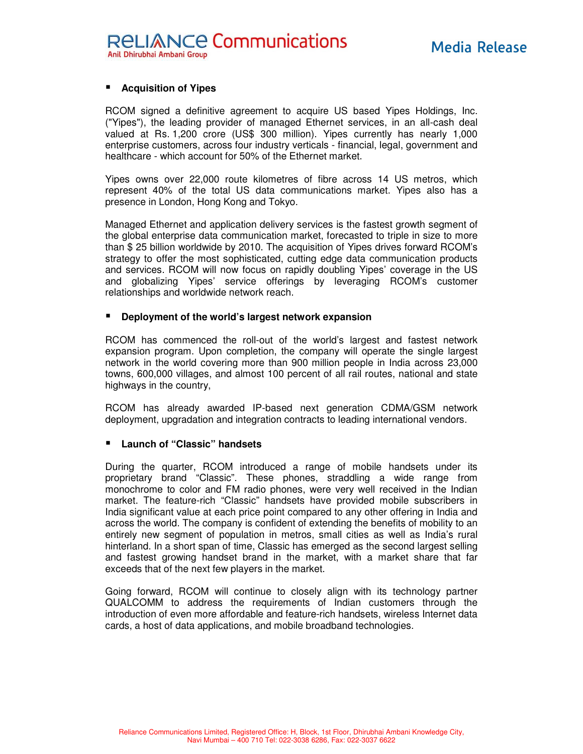- **Acquisition of Yipes**

RCOM signed a definitive agreement to acquire US based Yipes Holdings, Inc. ("Yipes"), the leading provider of managed Ethernet services, in an all-cash deal valued at Rs. 1,200 crore (US$ 300 million). Yipes currently has nearly 1,000 enterprise customers, across four industry verticals - financial, legal, government and healthcare - which account for 50% of the Ethernet market.

Yipes owns over 22,000 route kilometres of fibre across 14 US metros, which represent 40% of the total US data communications market. Yipes also has a presence in London, Hong Kong and Tokyo.

Managed Ethernet and application delivery services is the fastest growth segment of the global enterprise data communication market, forecasted to triple in size to more than $ 25 billion worldwide by 2010. The acquisition of Yipes drives forward RCOM's strategy to offer the most sophisticated, cutting edge data communication products and services. RCOM will now focus on rapidly doubling Yipes' coverage in the US and globalizing Yipes' service offerings by leveraging RCOM's customer relationships and worldwide network reach.

- **Deployment of the world's largest network expansion**

RCOM has commenced the roll-out of the world's largest and fastest network expansion program. Upon completion, the company will operate the single largest network in the world covering more than 900 million people in India across 23,000 towns, 600,000 villages, and almost 100 percent of all rail routes, national and state highways in the country,

RCOM has already awarded IP-based next generation CDMA/GSM network deployment, upgradation and integration contracts to leading international vendors.

- **Launch of "Classic" handsets**

During the quarter, RCOM introduced a range of mobile handsets under its proprietary brand "Classic". These phones, straddling a wide range from monochrome to color and FM radio phones, were very well received in the Indian market. The feature-rich "Classic" handsets have provided mobile subscribers in India significant value at each price point compared to any other offering in India and across the world. The company is confident of extending the benefits of mobility to an entirely new segment of population in metros, small cities as well as India's rural hinterland. In a short span of time, Classic has emerged as the second largest selling and fastest growing handset brand in the market, with a market share that far exceeds that of the next few players in the market.

Going forward, RCOM will continue to closely align with its technology partner QUALCOMM to address the requirements of Indian customers through the introduction of even more affordable and feature-rich handsets, wireless Internet data cards, a host of data applications, and mobile broadband technologies.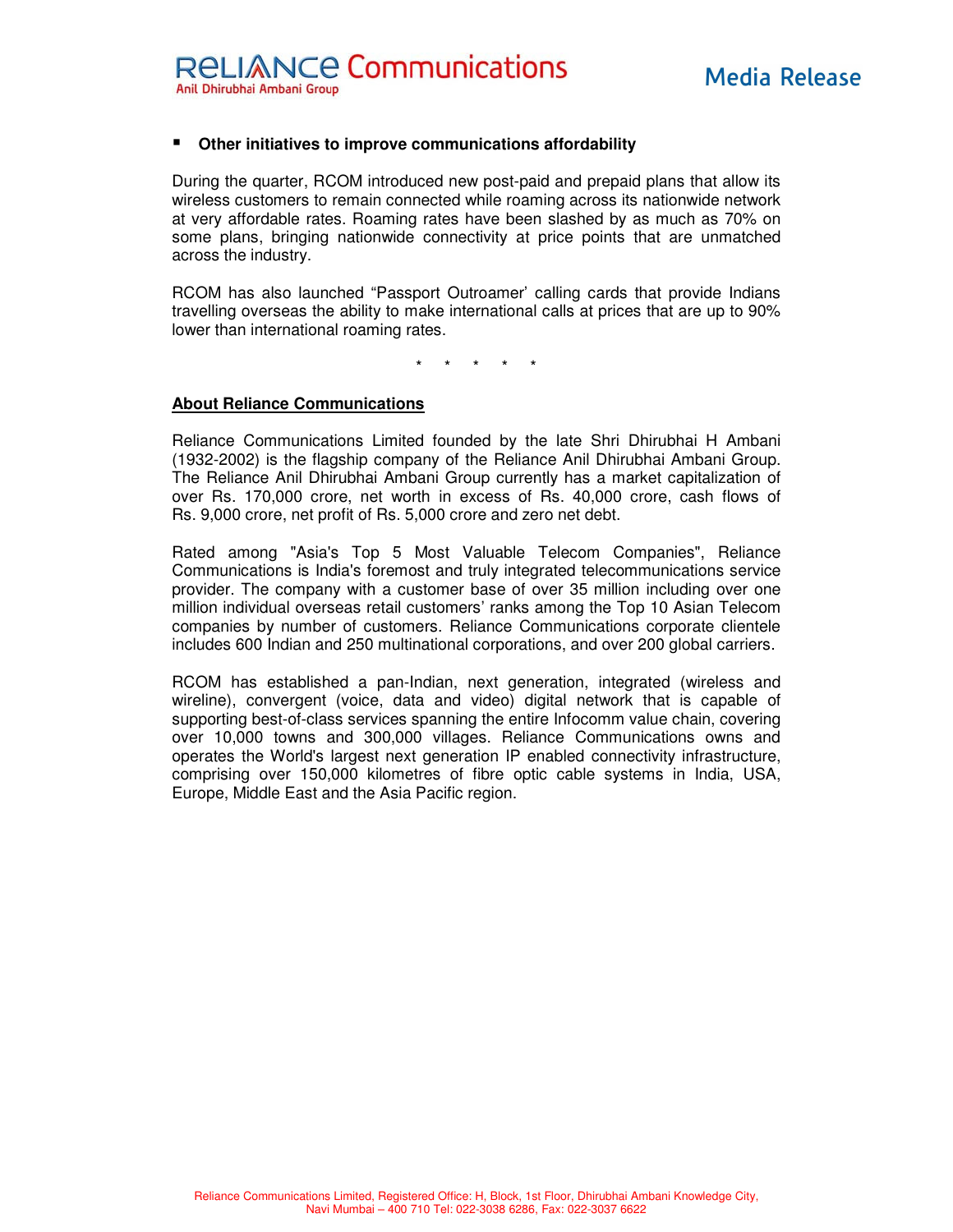- **Other initiatives to improve communications affordability**

During the quarter, RCOM introduced new post-paid and prepaid plans that allow its wireless customers to remain connected while roaming across its nationwide network at very affordable rates. Roaming rates have been slashed by as much as 70% on some plans, bringing nationwide connectivity at price points that are unmatched across the industry.

RCOM has also launched "Passport Outroamer' calling cards that provide Indians travelling overseas the ability to make international calls at prices that are up to 90% lower than international roaming rates.

\* \* \* \* \*

**About Reliance Communications**

Reliance Communications Limited founded by the late Shri Dhirubhai H Ambani (1932-2002) is the flagship company of the Reliance Anil Dhirubhai Ambani Group. The Reliance Anil Dhirubhai Ambani Group currently has a market capitalization of over Rs. 170,000 crore, net worth in excess of Rs. 40,000 crore, cash flows of Rs. 9,000 crore, net profit of Rs. 5,000 crore and zero net debt.

Rated among "Asia's Top 5 Most Valuable Telecom Companies", Reliance Communications is India's foremost and truly integrated telecommunications service provider. The company with a customer base of over 35 million including over one million individual overseas retail customers' ranks among the Top 10 Asian Telecom companies by number of customers. Reliance Communications corporate clientele includes 600 Indian and 250 multinational corporations, and over 200 global carriers.

RCOM has established a pan-Indian, next generation, integrated (wireless and wireline), convergent (voice, data and video) digital network that is capable of supporting best-of-class services spanning the entire Infocomm value chain, covering over 10,000 towns and 300,000 villages. Reliance Communications owns and operates the World's largest next generation IP enabled connectivity infrastructure, comprising over 150,000 kilometres of fibre optic cable systems in India, USA, Europe, Middle East and the Asia Pacific region.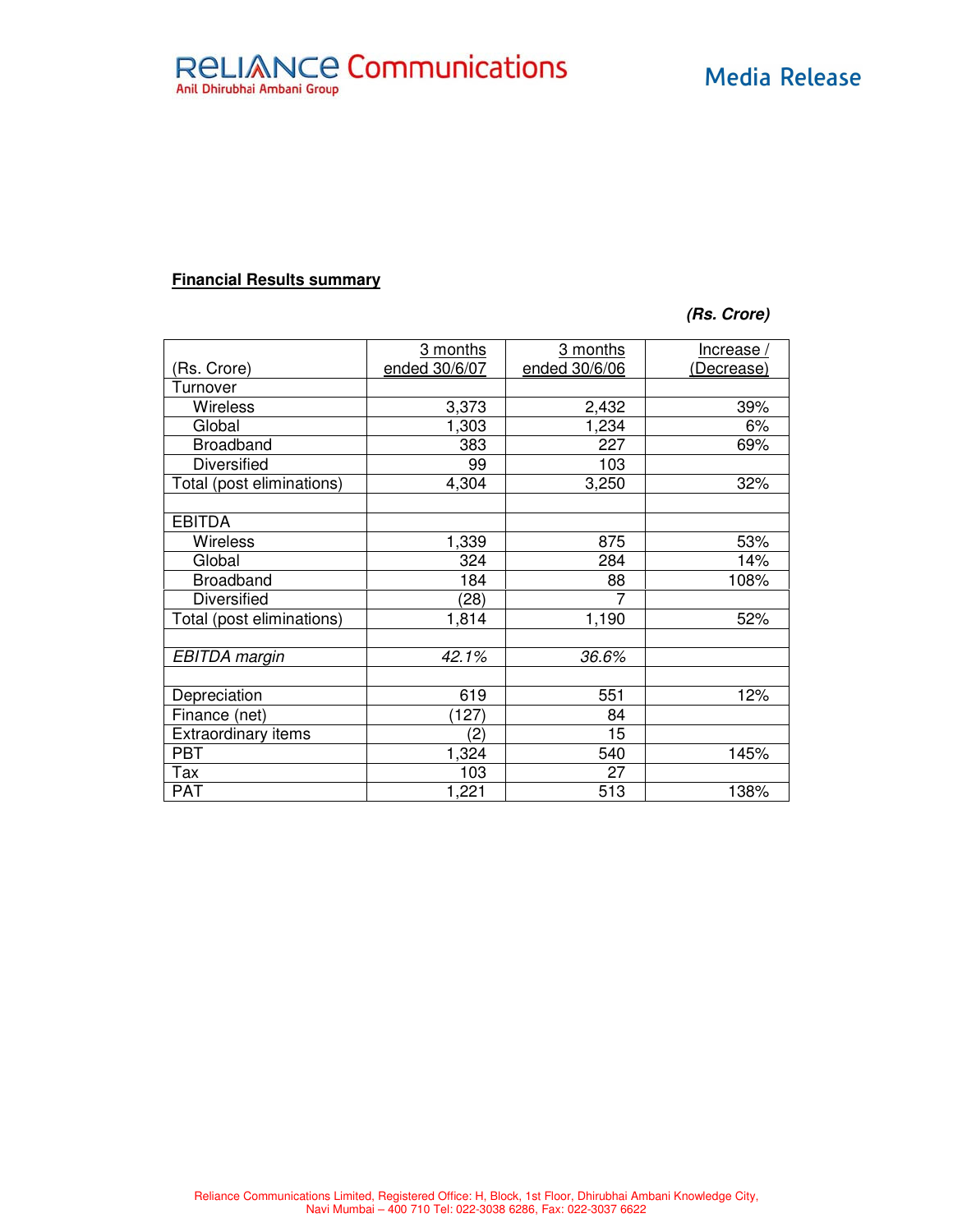**Financial Results summary**

***(Rs. Crore)***

| (Rs. Crore) | 3 months ended 30/6/07 | 3 months ended 30/6/06 | Increase / (Decrease) |
|---|---|---|---|
| Turnover | | | |
| Wireless | 3,373 | 2,432 | 39% |
| Global | 1,303 | 1,234 | 6% |
| Broadband | 383 | 227 | 69% |
| Diversified | 99 | 103 | |
| Total (post eliminations) | 4,304 | 3,250 | 32% |
| | | | |
| EBITDA | | | |
| Wireless | 1,339 | 875 | 53% |
| Global | 324 | 284 | 14% |
| Broadband | 184 | 88 | 108% |
| Diversified | (28) | 7 | |
| Total (post eliminations) | 1,814 | 1,190 | 52% |
| | | | |
| *EBITDA margin* | *42.1%* | *36.6%* | |
| | | | |
| Depreciation | 619 | 551 | 12% |
| Finance (net) | (127) | 84 | |
| Extraordinary items | (2) | 15 | |
| PBT | 1,324 | 540 | 145% |
| Tax | 103 | 27 | |
| PAT | 1,221 | 513 | 138% |